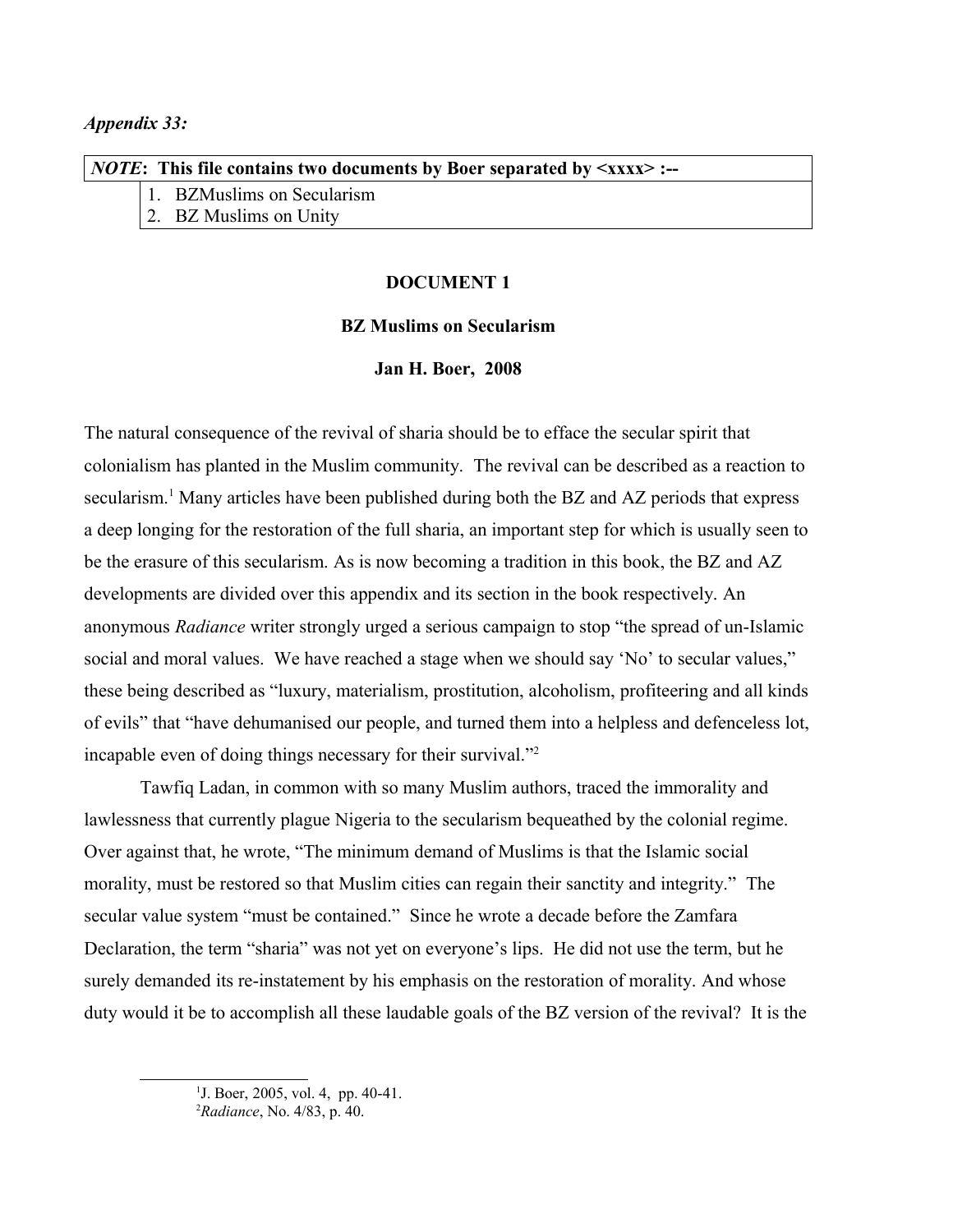*Appendix 33:*

| ***NOTE*: This file contains two documents by Boer separated by <xxxx> :--** |
| --- |
| 1. BZMuslims on Secularism |
| 2. BZ Muslims on Unity |

**DOCUMENT 1**

**BZ Muslims on Secularism**

**Jan H. Boer, 2008**

The natural consequence of the revival of sharia should be to efface the secular spirit that colonialism has planted in the Muslim community. The revival can be described as a reaction to secularism.[1] Many articles have been published during both the BZ and AZ periods that express a deep longing for the restoration of the full sharia, an important step for which is usually seen to be the erasure of this secularism. As is now becoming a tradition in this book, the BZ and AZ developments are divided over this appendix and its section in the book respectively. An anonymous *Radiance* writer strongly urged a serious campaign to stop "the spread of un-Islamic social and moral values. We have reached a stage when we should say 'No' to secular values," these being described as "luxury, materialism, prostitution, alcoholism, profiteering and all kinds of evils" that "have dehumanised our people, and turned them into a helpless and defenceless lot, incapable even of doing things necessary for their survival."[2]

Tawfiq Ladan, in common with so many Muslim authors, traced the immorality and lawlessness that currently plague Nigeria to the secularism bequeathed by the colonial regime. Over against that, he wrote, "The minimum demand of Muslims is that the Islamic social morality, must be restored so that Muslim cities can regain their sanctity and integrity." The secular value system "must be contained." Since he wrote a decade before the Zamfara Declaration, the term "sharia" was not yet on everyone's lips. He did not use the term, but he surely demanded its re-instatement by his emphasis on the restoration of morality. And whose duty would it be to accomplish all these laudable goals of the BZ version of the revival? It is the

[1] J. Boer, 2005, vol. 4, pp. 40-41.

[2] *Radiance*, No. 4/83, p. 40.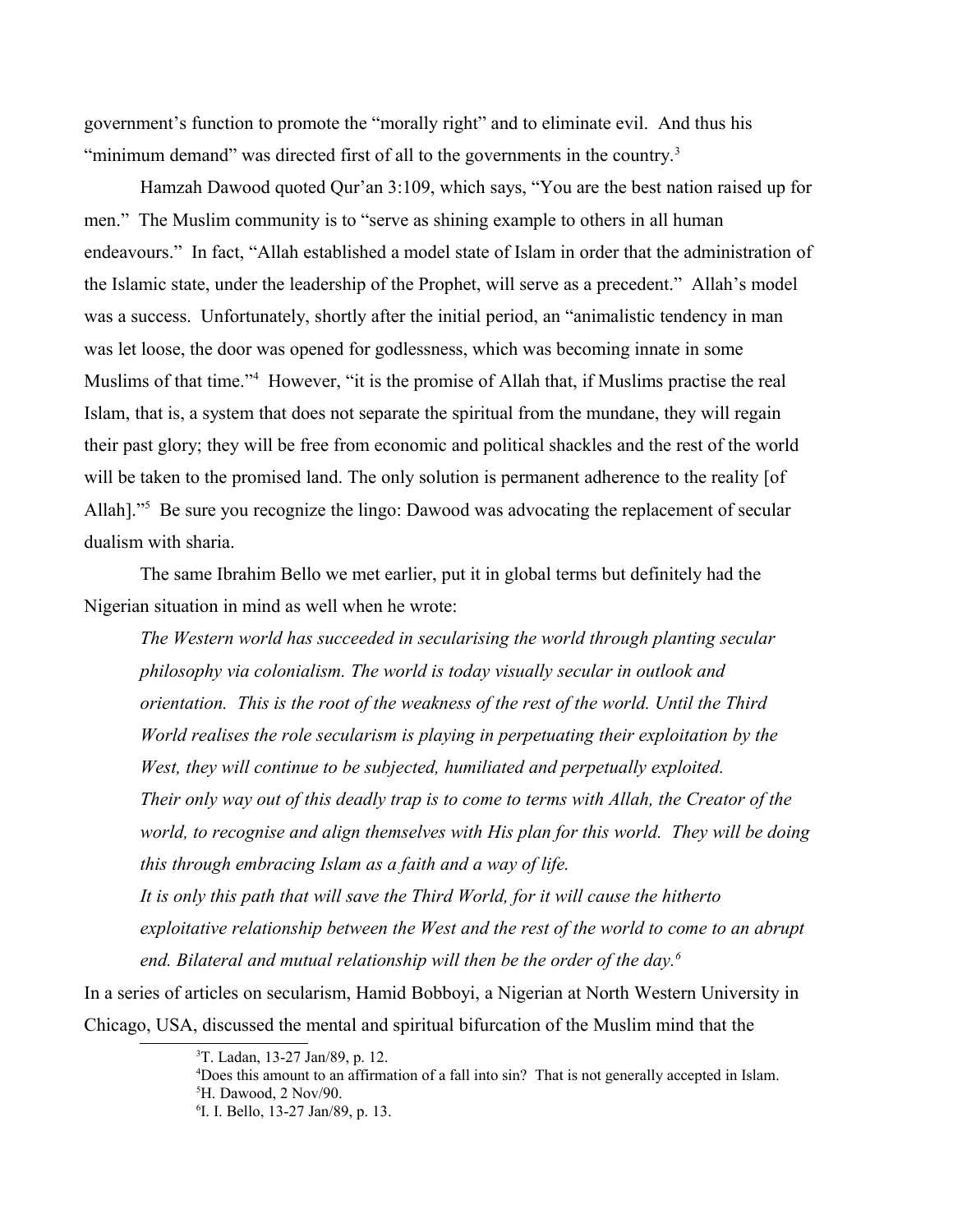government's function to promote the "morally right" and to eliminate evil. And thus his "minimum demand" was directed first of all to the governments in the country.[3]

Hamzah Dawood quoted Qur'an 3:109, which says, "You are the best nation raised up for men." The Muslim community is to "serve as shining example to others in all human endeavours." In fact, "Allah established a model state of Islam in order that the administration of the Islamic state, under the leadership of the Prophet, will serve as a precedent." Allah's model was a success. Unfortunately, shortly after the initial period, an "animalistic tendency in man was let loose, the door was opened for godlessness, which was becoming innate in some Muslims of that time."[4] However, "it is the promise of Allah that, if Muslims practise the real Islam, that is, a system that does not separate the spiritual from the mundane, they will regain their past glory; they will be free from economic and political shackles and the rest of the world will be taken to the promised land. The only solution is permanent adherence to the reality [of Allah]."[5] Be sure you recognize the lingo: Dawood was advocating the replacement of secular dualism with sharia.

The same Ibrahim Bello we met earlier, put it in global terms but definitely had the Nigerian situation in mind as well when he wrote:

> *The Western world has succeeded in secularising the world through planting secular philosophy via colonialism. The world is today visually secular in outlook and orientation. This is the root of the weakness of the rest of the world. Until the Third World realises the role secularism is playing in perpetuating their exploitation by the West, they will continue to be subjected, humiliated and perpetually exploited.*
>
> *Their only way out of this deadly trap is to come to terms with Allah, the Creator of the world, to recognise and align themselves with His plan for this world. They will be doing this through embracing Islam as a faith and a way of life.*
>
> *It is only this path that will save the Third World, for it will cause the hitherto exploitative relationship between the West and the rest of the world to come to an abrupt end. Bilateral and mutual relationship will then be the order of the day.*[6]

In a series of articles on secularism, Hamid Bobboyi, a Nigerian at North Western University in Chicago, USA, discussed the mental and spiritual bifurcation of the Muslim mind that the

---

[3] T. Ladan, 13-27 Jan/89, p. 12.

[4] Does this amount to an affirmation of a fall into sin? That is not generally accepted in Islam.

[5] H. Dawood, 2 Nov/90.

[6] I. I. Bello, 13-27 Jan/89, p. 13.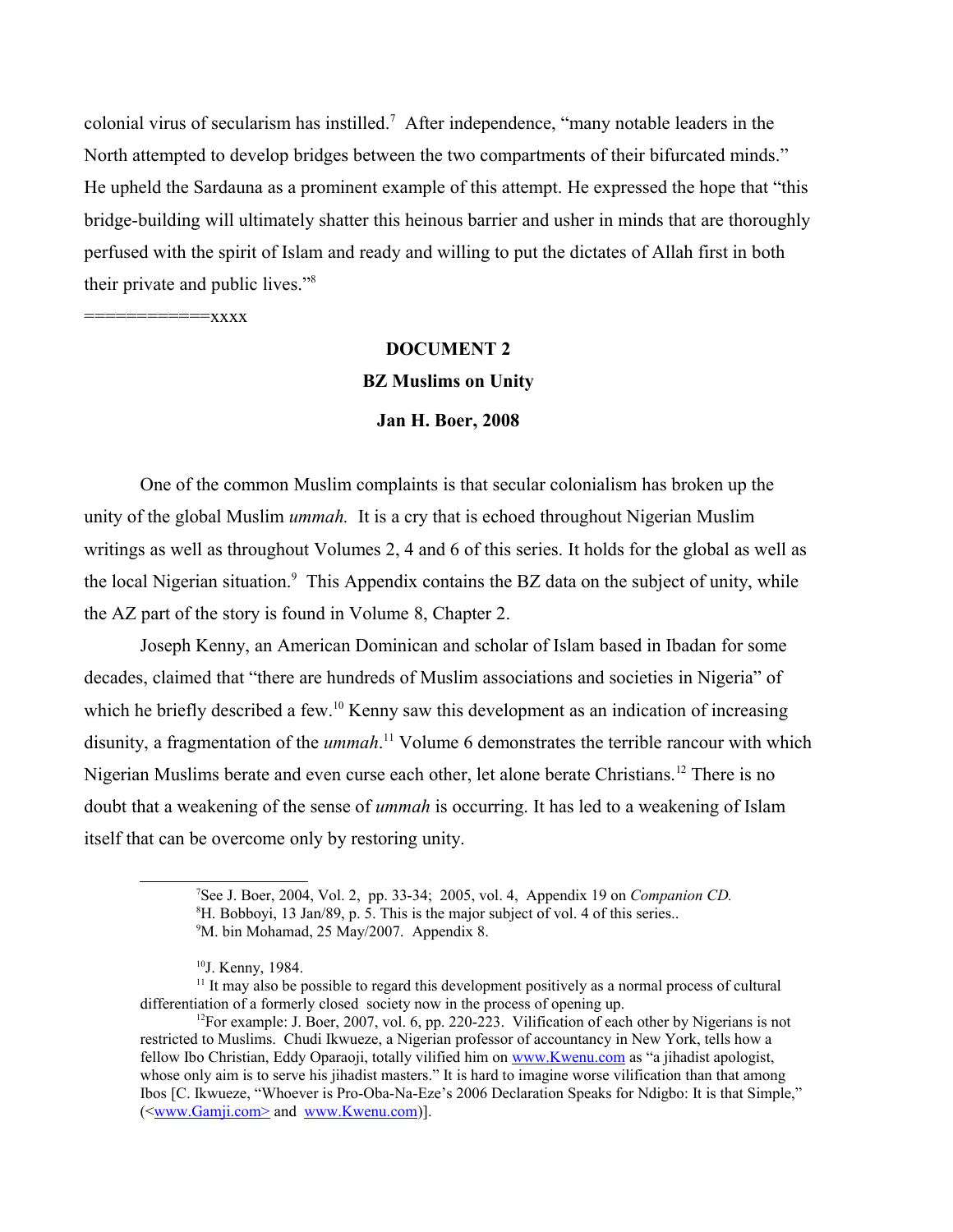colonial virus of secularism has instilled.[7] After independence, "many notable leaders in the North attempted to develop bridges between the two compartments of their bifurcated minds." He upheld the Sardauna as a prominent example of this attempt. He expressed the hope that "this bridge-building will ultimately shatter this heinous barrier and usher in minds that are thoroughly perfused with the spirit of Islam and ready and willing to put the dictates of Allah first in both their private and public lives."[8]

============xxxx

**DOCUMENT 2**

**BZ Muslims on Unity**

**Jan H. Boer, 2008**

One of the common Muslim complaints is that secular colonialism has broken up the unity of the global Muslim *ummah.* It is a cry that is echoed throughout Nigerian Muslim writings as well as throughout Volumes 2, 4 and 6 of this series. It holds for the global as well as the local Nigerian situation.[9] This Appendix contains the BZ data on the subject of unity, while the AZ part of the story is found in Volume 8, Chapter 2.

Joseph Kenny, an American Dominican and scholar of Islam based in Ibadan for some decades, claimed that "there are hundreds of Muslim associations and societies in Nigeria" of which he briefly described a few.[10] Kenny saw this development as an indication of increasing disunity, a fragmentation of the *ummah*.[11] Volume 6 demonstrates the terrible rancour with which Nigerian Muslims berate and even curse each other, let alone berate Christians.[12] There is no doubt that a weakening of the sense of *ummah* is occurring. It has led to a weakening of Islam itself that can be overcome only by restoring unity.

---

[7]See J. Boer, 2004, Vol. 2, pp. 33-34; 2005, vol. 4, Appendix 19 on *Companion CD.*

[8]H. Bobboyi, 13 Jan/89, p. 5. This is the major subject of vol. 4 of this series..

[9]M. bin Mohamad, 25 May/2007. Appendix 8.

[10]J. Kenny, 1984.

[11] It may also be possible to regard this development positively as a normal process of cultural differentiation of a formerly closed society now in the process of opening up.

[12]For example: J. Boer, 2007, vol. 6, pp. 220-223. Vilification of each other by Nigerians is not restricted to Muslims. Chudi Ikwueze, a Nigerian professor of accountancy in New York, tells how a fellow Ibo Christian, Eddy Oparaoji, totally vilified him on www.Kwenu.com as "a jihadist apologist, whose only aim is to serve his jihadist masters." It is hard to imagine worse vilification than that among Ibos [C. Ikwueze, "Whoever is Pro-Oba-Na-Eze's 2006 Declaration Speaks for Ndigbo: It is that Simple," (<www.Gamji.com> and www.Kwenu.com)].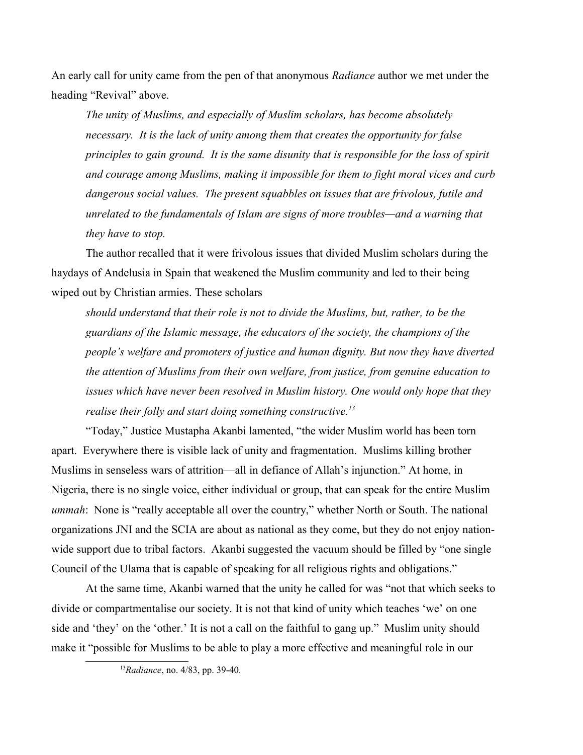An early call for unity came from the pen of that anonymous *Radiance* author we met under the heading "Revival" above.

> *The unity of Muslims, and especially of Muslim scholars, has become absolutely necessary. It is the lack of unity among them that creates the opportunity for false principles to gain ground. It is the same disunity that is responsible for the loss of spirit and courage among Muslims, making it impossible for them to fight moral vices and curb dangerous social values. The present squabbles on issues that are frivolous, futile and unrelated to the fundamentals of Islam are signs of more troubles—and a warning that they have to stop.*

The author recalled that it were frivolous issues that divided Muslim scholars during the haydays of Andelusia in Spain that weakened the Muslim community and led to their being wiped out by Christian armies. These scholars

> *should understand that their role is not to divide the Muslims, but, rather, to be the guardians of the Islamic message, the educators of the society, the champions of the people's welfare and promoters of justice and human dignity. But now they have diverted the attention of Muslims from their own welfare, from justice, from genuine education to issues which have never been resolved in Muslim history. One would only hope that they realise their folly and start doing something constructive.*[13]

"Today," Justice Mustapha Akanbi lamented, "the wider Muslim world has been torn apart. Everywhere there is visible lack of unity and fragmentation. Muslims killing brother Muslims in senseless wars of attrition—all in defiance of Allah's injunction." At home, in Nigeria, there is no single voice, either individual or group, that can speak for the entire Muslim *ummah*: None is "really acceptable all over the country," whether North or South. The national organizations JNI and the SCIA are about as national as they come, but they do not enjoy nation-wide support due to tribal factors. Akanbi suggested the vacuum should be filled by "one single Council of the Ulama that is capable of speaking for all religious rights and obligations."

At the same time, Akanbi warned that the unity he called for was "not that which seeks to divide or compartmentalise our society. It is not that kind of unity which teaches 'we' on one side and 'they' on the 'other.' It is not a call on the faithful to gang up." Muslim unity should make it "possible for Muslims to be able to play a more effective and meaningful role in our

[13] *Radiance*, no. 4/83, pp. 39-40.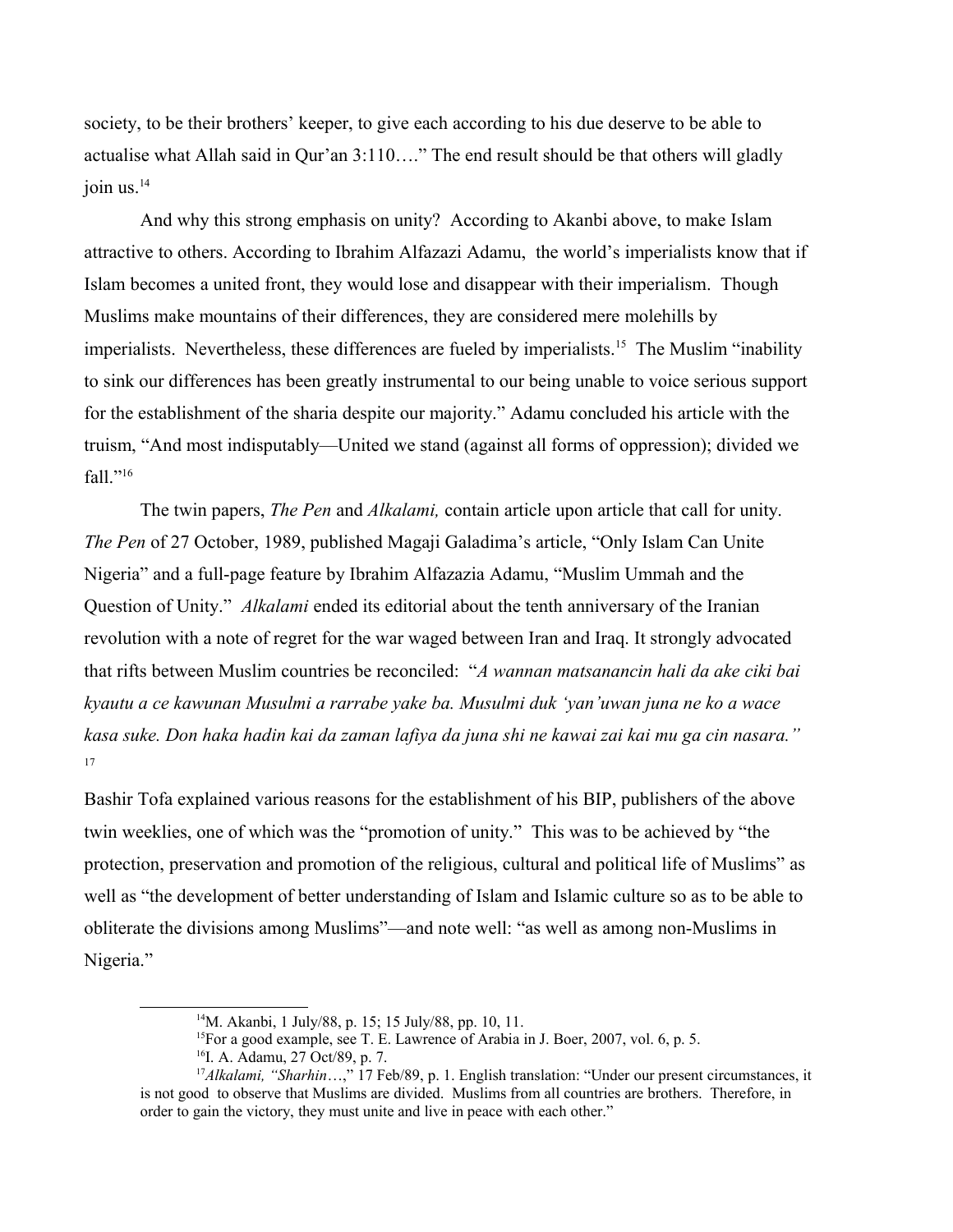society, to be their brothers' keeper, to give each according to his due deserve to be able to actualise what Allah said in Qur'an 3:110…." The end result should be that others will gladly join us.[14]

And why this strong emphasis on unity? According to Akanbi above, to make Islam attractive to others. According to Ibrahim Alfazazi Adamu, the world's imperialists know that if Islam becomes a united front, they would lose and disappear with their imperialism. Though Muslims make mountains of their differences, they are considered mere molehills by imperialists. Nevertheless, these differences are fueled by imperialists.[15] The Muslim "inability to sink our differences has been greatly instrumental to our being unable to voice serious support for the establishment of the sharia despite our majority." Adamu concluded his article with the truism, "And most indisputably—United we stand (against all forms of oppression); divided we fall."[16]

The twin papers, *The Pen* and *Alkalami,* contain article upon article that call for unity. *The Pen* of 27 October, 1989, published Magaji Galadima's article, "Only Islam Can Unite Nigeria" and a full-page feature by Ibrahim Alfazazia Adamu, "Muslim Ummah and the Question of Unity." *Alkalami* ended its editorial about the tenth anniversary of the Iranian revolution with a note of regret for the war waged between Iran and Iraq. It strongly advocated that rifts between Muslim countries be reconciled: "*A wannan matsanancin hali da ake ciki bai kyautu a ce kawunan Musulmi a rarrabe yake ba. Musulmi duk 'yan'uwan juna ne ko a wace kasa suke. Don haka hadin kai da zaman lafiya da juna shi ne kawai zai kai mu ga cin nasara."* [17]

Bashir Tofa explained various reasons for the establishment of his BIP, publishers of the above twin weeklies, one of which was the "promotion of unity." This was to be achieved by "the protection, preservation and promotion of the religious, cultural and political life of Muslims" as well as "the development of better understanding of Islam and Islamic culture so as to be able to obliterate the divisions among Muslims"—and note well: "as well as among non-Muslims in Nigeria."

---

[14] M. Akanbi, 1 July/88, p. 15; 15 July/88, pp. 10, 11.

[15] For a good example, see T. E. Lawrence of Arabia in J. Boer, 2007, vol. 6, p. 5.

[16] I. A. Adamu, 27 Oct/89, p. 7.

[17] *Alkalami, "Sharhin…*," 17 Feb/89, p. 1. English translation: "Under our present circumstances, it is not good to observe that Muslims are divided. Muslims from all countries are brothers. Therefore, in order to gain the victory, they must unite and live in peace with each other."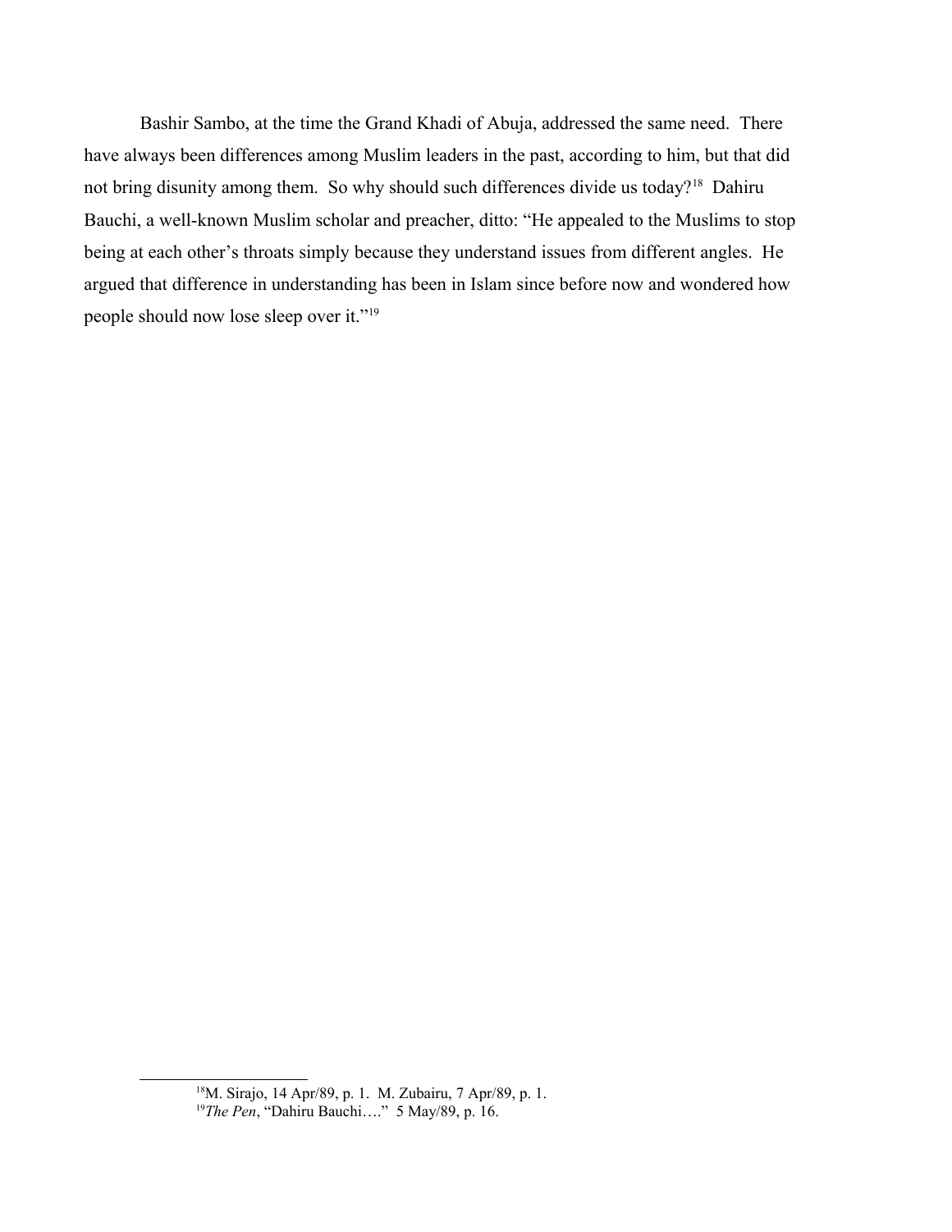Bashir Sambo, at the time the Grand Khadi of Abuja, addressed the same need. There have always been differences among Muslim leaders in the past, according to him, but that did not bring disunity among them. So why should such differences divide us today?[18] Dahiru Bauchi, a well-known Muslim scholar and preacher, ditto: "He appealed to the Muslims to stop being at each other's throats simply because they understand issues from different angles. He argued that difference in understanding has been in Islam since before now and wondered how people should now lose sleep over it."[19]

---

[18]M. Sirajo, 14 Apr/89, p. 1. M. Zubairu, 7 Apr/89, p. 1.

[19]*The Pen*, "Dahiru Bauchi…." 5 May/89, p. 16.